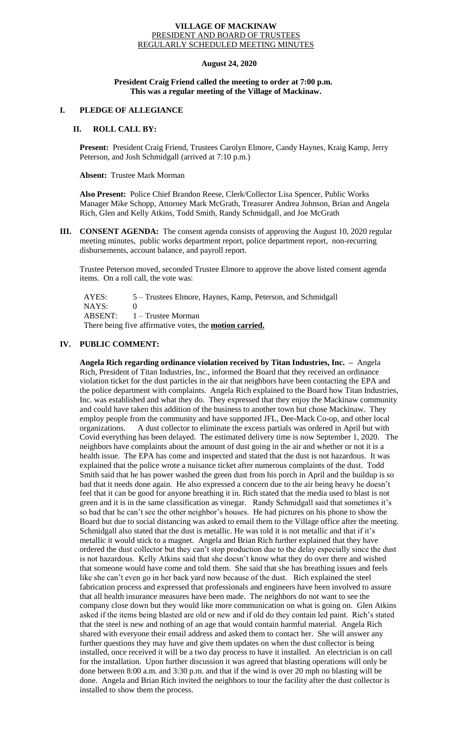# VILLAGE OF MACKINAW
## PRESIDENT AND BOARD OF TRUSTEES
## REGULARLY SCHEDULED MEETING MINUTES

**August 24, 2020**

**President Craig Friend called the meeting to order at 7:00 p.m.**
**This was a regular meeting of the Village of Mackinaw.**

## I. PLEDGE OF ALLEGIANCE

### II. ROLL CALL BY:

**Present:** President Craig Friend, Trustees Carolyn Elmore, Candy Haynes, Kraig Kamp, Jerry Peterson, and Josh Schmidgall (arrived at 7:10 p.m.)

**Absent:** Trustee Mark Morman

**Also Present:** Police Chief Brandon Reese, Clerk/Collector Lisa Spencer, Public Works Manager Mike Schopp, Attorney Mark McGrath, Treasurer Andrea Johnson, Brian and Angela Rich, Glen and Kelly Atkins, Todd Smith, Randy Schmidgall, and Joe McGrath

## III. CONSENT AGENDA:

The consent agenda consists of approving the August 10, 2020 regular meeting minutes, public works department report, police department report, non-recurring disbursements, account balance, and payroll report.

Trustee Peterson moved, seconded Trustee Elmore to approve the above listed consent agenda items. On a roll call, the vote was:

AYES: 5 – Trustees Elmore, Haynes, Kamp, Peterson, and Schmidgall
NAYS: 0
ABSENT: 1 – Trustee Morman
There being five affirmative votes, the **motion carried.**

## IV. PUBLIC COMMENT:

**Angela Rich regarding ordinance violation received by Titan Industries, Inc. –** Angela Rich, President of Titan Industries, Inc., informed the Board that they received an ordinance violation ticket for the dust particles in the air that neighbors have been contacting the EPA and the police department with complaints. Angela Rich explained to the Board how Titan Industries, Inc. was established and what they do. They expressed that they enjoy the Mackinaw community and could have taken this addition of the business to another town but chose Mackinaw. They employ people from the community and have supported JFL, Dee-Mack Co-op, and other local organizations. A dust collector to eliminate the excess partials was ordered in April but with Covid everything has been delayed. The estimated delivery time is now September 1, 2020. The neighbors have complaints about the amount of dust going in the air and whether or not it is a health issue. The EPA has come and inspected and stated that the dust is not hazardous. It was explained that the police wrote a nuisance ticket after numerous complaints of the dust. Todd Smith said that he has power washed the green dust from his porch in April and the buildup is so bad that it needs done again. He also expressed a concern due to the air being heavy he doesn't feel that it can be good for anyone breathing it in. Rich stated that the media used to blast is not green and it is in the same classification as vinegar. Randy Schmidgall said that sometimes it's so bad that he can't see the other neighbor's houses. He had pictures on his phone to show the Board but due to social distancing was asked to email them to the Village office after the meeting. Schmidgall also stated that the dust is metallic. He was told it is not metallic and that if it's metallic it would stick to a magnet. Angela and Brian Rich further explained that they have ordered the dust collector but they can't stop production due to the delay especially since the dust is not hazardous. Kelly Atkins said that she doesn't know what they do over there and wished that someone would have come and told them. She said that she has breathing issues and feels like she can't even go in her back yard now because of the dust. Rich explained the steel fabrication process and expressed that professionals and engineers have been involved to assure that all health insurance measures have been made. The neighbors do not want to see the company close down but they would like more communication on what is going on. Glen Atkins asked if the items being blasted are old or new and if old do they contain led paint. Rich's stated that the steel is new and nothing of an age that would contain harmful material. Angela Rich shared with everyone their email address and asked them to contact her. She will answer any further questions they may have and give them updates on when the dust collector is being installed, once received it will be a two day process to have it installed. An electrician is on call for the installation. Upon further discussion it was agreed that blasting operations will only be done between 8:00 a.m. and 3:30 p.m. and that if the wind is over 20 mph no blasting will be done. Angela and Brian Rich invited the neighbors to tour the facility after the dust collector is installed to show them the process.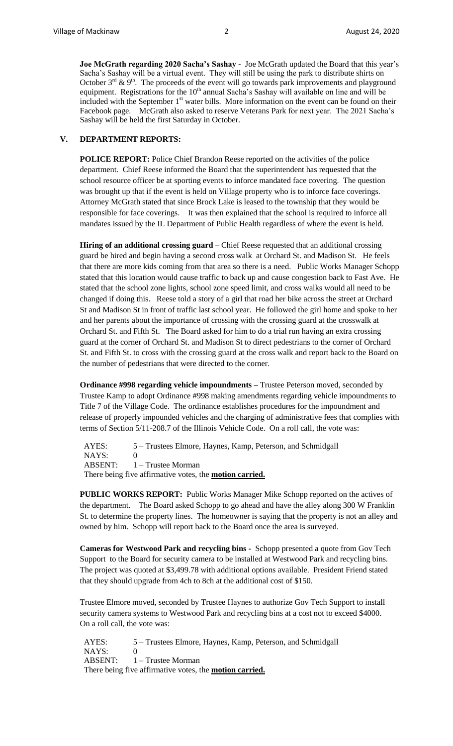**Joe McGrath regarding 2020 Sacha's Sashay -** Joe McGrath updated the Board that this year's Sacha's Sashay will be a virtual event. They will still be using the park to distribute shirts on October 3rd & 9th. The proceeds of the event will go towards park improvements and playground equipment. Registrations for the 10th annual Sacha's Sashay will available on line and will be included with the September 1st water bills. More information on the event can be found on their Facebook page. McGrath also asked to reserve Veterans Park for next year. The 2021 Sacha's Sashay will be held the first Saturday in October.

## V. DEPARTMENT REPORTS:

**POLICE REPORT:** Police Chief Brandon Reese reported on the activities of the police department. Chief Reese informed the Board that the superintendent has requested that the school resource officer be at sporting events to inforce mandated face covering. The question was brought up that if the event is held on Village property who is to inforce face coverings. Attorney McGrath stated that since Brock Lake is leased to the township that they would be responsible for face coverings. It was then explained that the school is required to inforce all mandates issued by the IL Department of Public Health regardless of where the event is held.

**Hiring of an additional crossing guard –** Chief Reese requested that an additional crossing guard be hired and begin having a second cross walk at Orchard St. and Madison St. He feels that there are more kids coming from that area so there is a need. Public Works Manager Schopp stated that this location would cause traffic to back up and cause congestion back to Fast Ave. He stated that the school zone lights, school zone speed limit, and cross walks would all need to be changed if doing this. Reese told a story of a girl that road her bike across the street at Orchard St and Madison St in front of traffic last school year. He followed the girl home and spoke to her and her parents about the importance of crossing with the crossing guard at the crosswalk at Orchard St. and Fifth St. The Board asked for him to do a trial run having an extra crossing guard at the corner of Orchard St. and Madison St to direct pedestrians to the corner of Orchard St. and Fifth St. to cross with the crossing guard at the cross walk and report back to the Board on the number of pedestrians that were directed to the corner.

**Ordinance #998 regarding vehicle impoundments –** Trustee Peterson moved, seconded by Trustee Kamp to adopt Ordinance #998 making amendments regarding vehicle impoundments to Title 7 of the Village Code. The ordinance establishes procedures for the impoundment and release of properly impounded vehicles and the charging of administrative fees that complies with terms of Section 5/11-208.7 of the Illinois Vehicle Code. On a roll call, the vote was:

AYES: 5 – Trustees Elmore, Haynes, Kamp, Peterson, and Schmidgall
NAYS: 0
ABSENT: 1 – Trustee Morman
There being five affirmative votes, the **motion carried.**

**PUBLIC WORKS REPORT:** Public Works Manager Mike Schopp reported on the actives of the department. The Board asked Schopp to go ahead and have the alley along 300 W Franklin St. to determine the property lines. The homeowner is saying that the property is not an alley and owned by him. Schopp will report back to the Board once the area is surveyed.

**Cameras for Westwood Park and recycling bins -** Schopp presented a quote from Gov Tech Support to the Board for security camera to be installed at Westwood Park and recycling bins. The project was quoted at $3,499.78 with additional options available. President Friend stated that they should upgrade from 4ch to 8ch at the additional cost of $150.

Trustee Elmore moved, seconded by Trustee Haynes to authorize Gov Tech Support to install security camera systems to Westwood Park and recycling bins at a cost not to exceed $4000. On a roll call, the vote was:

AYES: 5 – Trustees Elmore, Haynes, Kamp, Peterson, and Schmidgall
NAYS: 0
ABSENT: 1 – Trustee Morman
There being five affirmative votes, the **motion carried.**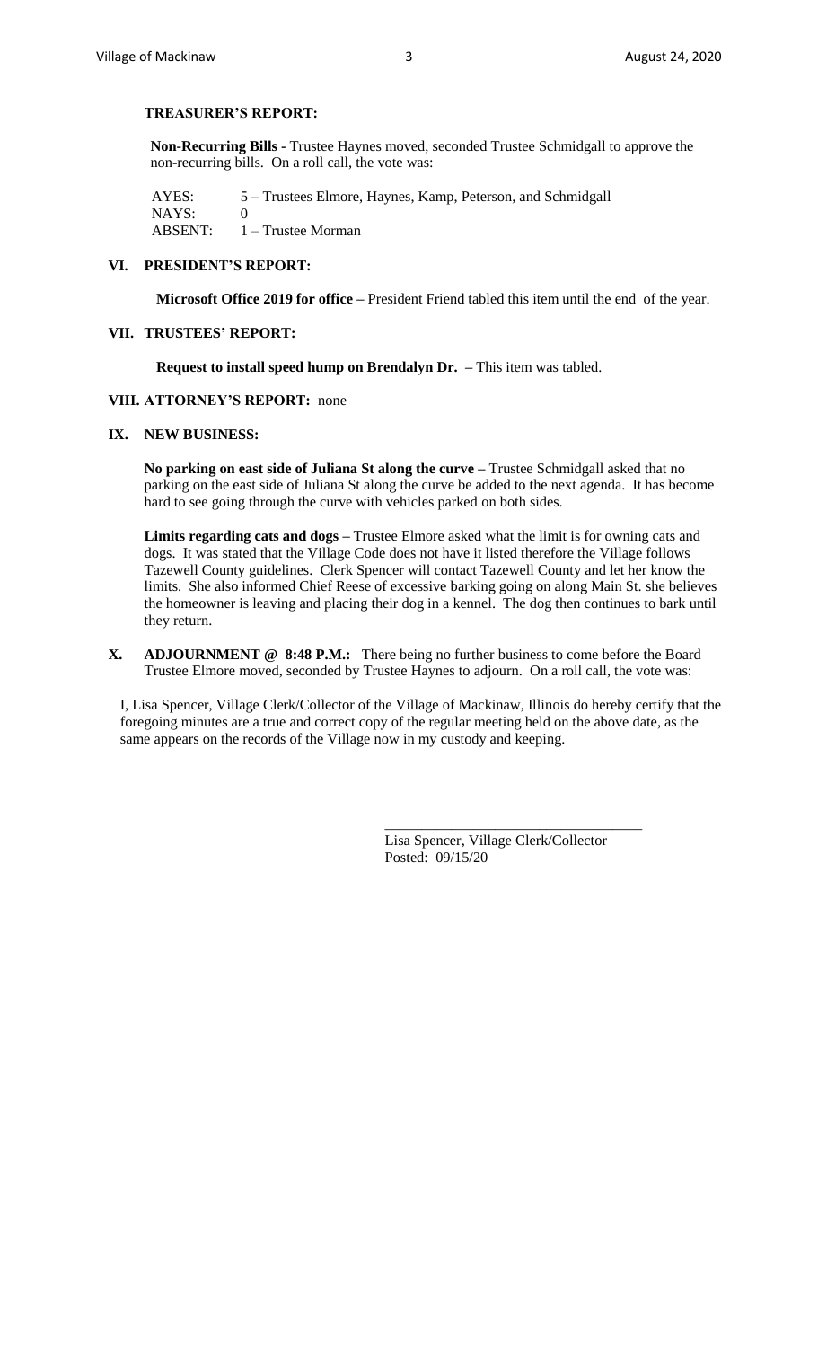**TREASURER'S REPORT:**

**Non-Recurring Bills -** Trustee Haynes moved, seconded Trustee Schmidgall to approve the non-recurring bills. On a roll call, the vote was:

| | |
|---|---|
| AYES: | 5 – Trustees Elmore, Haynes, Kamp, Peterson, and Schmidgall |
| NAYS: | 0 |
| ABSENT: | 1 – Trustee Morman |

## VI. PRESIDENT'S REPORT:

**Microsoft Office 2019 for office –** President Friend tabled this item until the end of the year.

## VII. TRUSTEES' REPORT:

**Request to install speed hump on Brendalyn Dr. –** This item was tabled.

## VIII. ATTORNEY'S REPORT: none

## IX. NEW BUSINESS:

**No parking on east side of Juliana St along the curve –** Trustee Schmidgall asked that no parking on the east side of Juliana St along the curve be added to the next agenda. It has become hard to see going through the curve with vehicles parked on both sides.

**Limits regarding cats and dogs –** Trustee Elmore asked what the limit is for owning cats and dogs. It was stated that the Village Code does not have it listed therefore the Village follows Tazewell County guidelines. Clerk Spencer will contact Tazewell County and let her know the limits. She also informed Chief Reese of excessive barking going on along Main St. she believes the homeowner is leaving and placing their dog in a kennel. The dog then continues to bark until they return.

## X. ADJOURNMENT @ 8:48 P.M.:

There being no further business to come before the Board Trustee Elmore moved, seconded by Trustee Haynes to adjourn. On a roll call, the vote was:

I, Lisa Spencer, Village Clerk/Collector of the Village of Mackinaw, Illinois do hereby certify that the foregoing minutes are a true and correct copy of the regular meeting held on the above date, as the same appears on the records of the Village now in my custody and keeping.

\_\_\_\_\_\_\_\_\_\_\_\_\_\_\_\_\_\_\_\_\_\_\_\_\_\_\_\_\_\_\_\_\_\_

Lisa Spencer, Village Clerk/Collector

Posted: 09/15/20